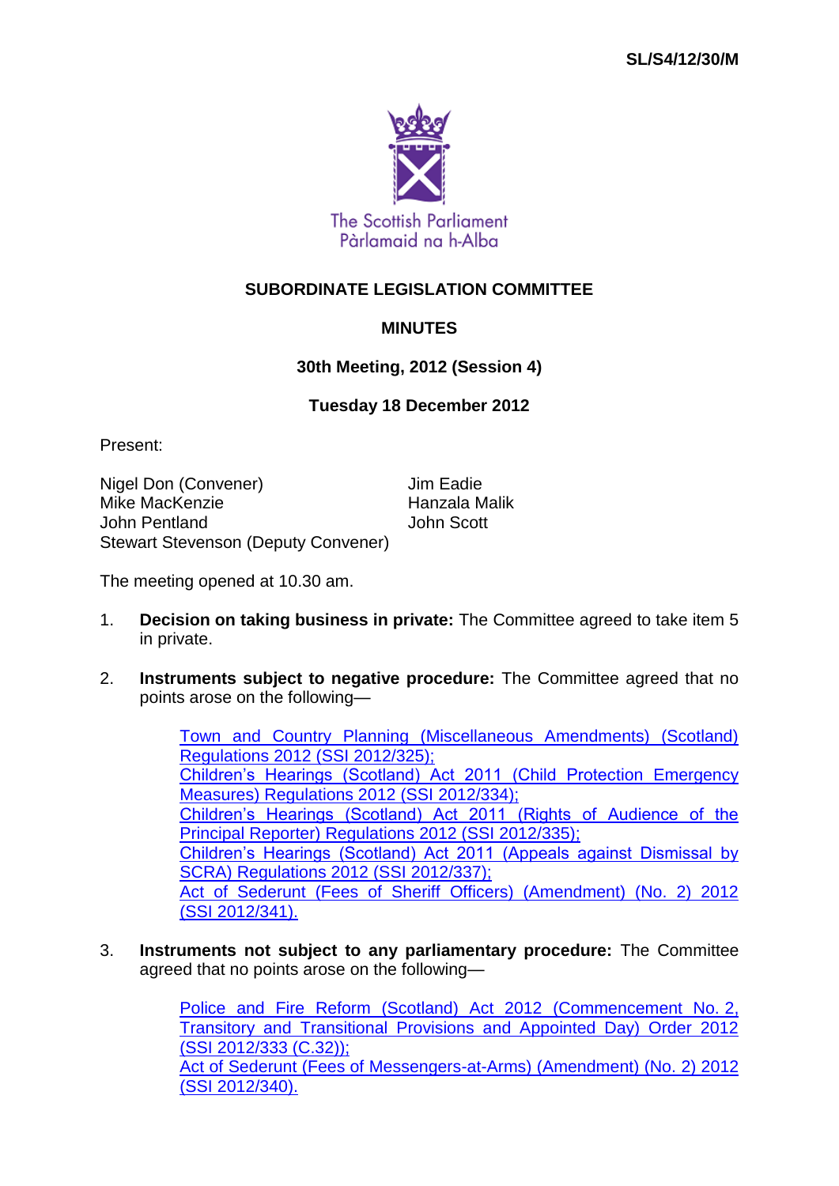SL/S4/12/30/M

The Scottish Parliament
Pàrlamaid na h-Alba

# SUBORDINATE LEGISLATION COMMITTEE

## MINUTES

### 30th Meeting, 2012 (Session 4)

### Tuesday 18 December 2012

Present:

Nigel Don (Convener)
Mike MacKenzie
John Pentland
Stewart Stevenson (Deputy Convener)
Jim Eadie
Hanzala Malik
John Scott

The meeting opened at 10.30 am.

1. **Decision on taking business in private:** The Committee agreed to take item 5 in private.

2. **Instruments subject to negative procedure:** The Committee agreed that no points arose on the following—

   Town and Country Planning (Miscellaneous Amendments) (Scotland) Regulations 2012 (SSI 2012/325);
   Children's Hearings (Scotland) Act 2011 (Child Protection Emergency Measures) Regulations 2012 (SSI 2012/334);
   Children's Hearings (Scotland) Act 2011 (Rights of Audience of the Principal Reporter) Regulations 2012 (SSI 2012/335);
   Children's Hearings (Scotland) Act 2011 (Appeals against Dismissal by SCRA) Regulations 2012 (SSI 2012/337);
   Act of Sederunt (Fees of Sheriff Officers) (Amendment) (No. 2) 2012 (SSI 2012/341).

3. **Instruments not subject to any parliamentary procedure:** The Committee agreed that no points arose on the following—

   Police and Fire Reform (Scotland) Act 2012 (Commencement No. 2, Transitory and Transitional Provisions and Appointed Day) Order 2012 (SSI 2012/333 (C.32));
   Act of Sederunt (Fees of Messengers-at-Arms) (Amendment) (No. 2) 2012 (SSI 2012/340).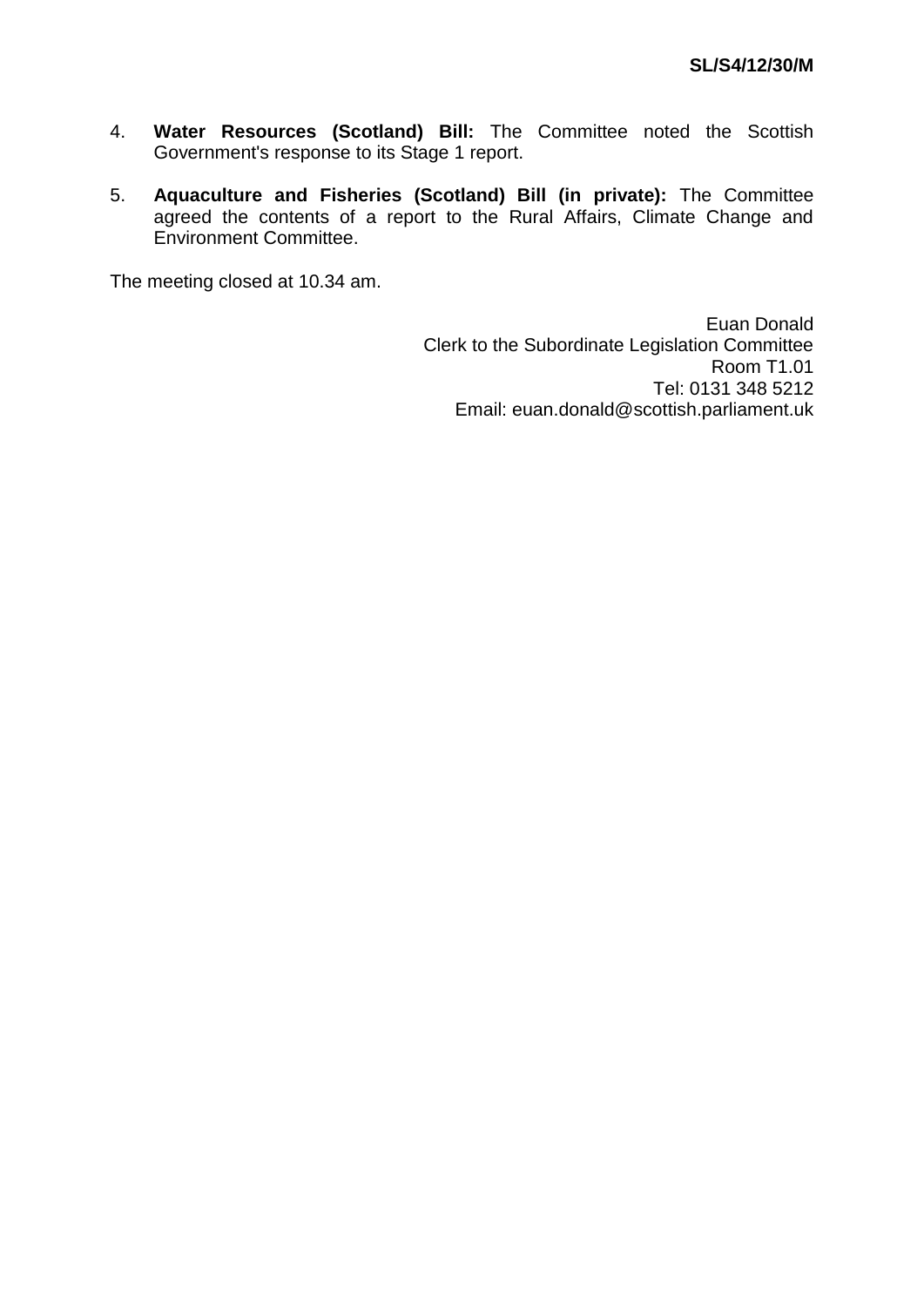4. **Water Resources (Scotland) Bill:** The Committee noted the Scottish Government's response to its Stage 1 report.

5. **Aquaculture and Fisheries (Scotland) Bill (in private):** The Committee agreed the contents of a report to the Rural Affairs, Climate Change and Environment Committee.

The meeting closed at 10.34 am.

Euan Donald
Clerk to the Subordinate Legislation Committee
Room T1.01
Tel: 0131 348 5212
Email: euan.donald@scottish.parliament.uk